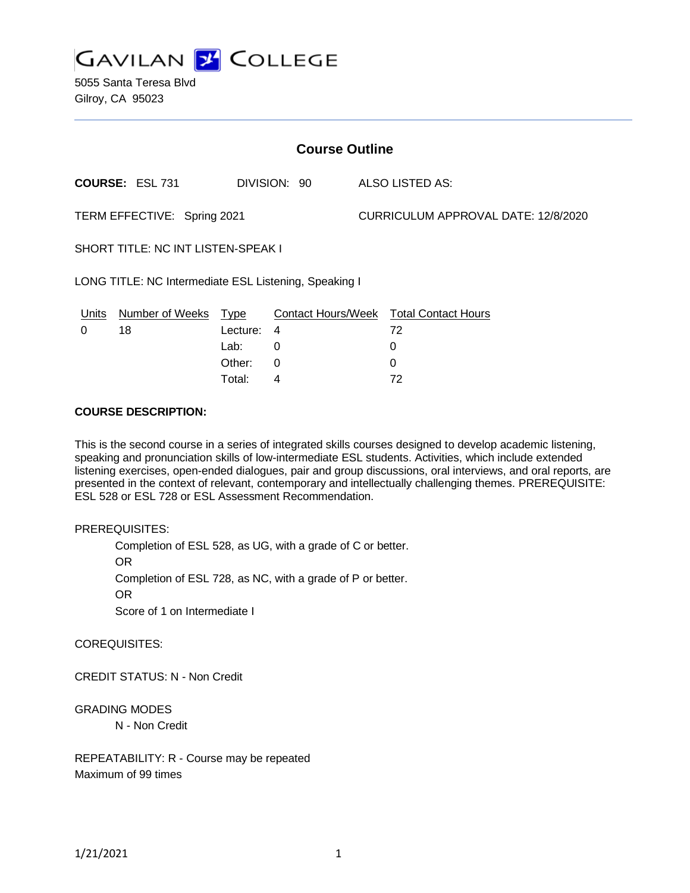# GAVILAN COLLEGE

5055 Santa Teresa Blvd
Gilroy, CA 95023

## Course Outline

**COURSE:** ESL 731 DIVISION: 90 ALSO LISTED AS:

TERM EFFECTIVE: Spring 2021 CURRICULUM APPROVAL DATE: 12/8/2020

SHORT TITLE: NC INT LISTEN-SPEAK I

LONG TITLE: NC Intermediate ESL Listening, Speaking I

| Units | Number of Weeks | Type | Contact Hours/Week | Total Contact Hours |
|---|---|---|---|---|
| 0 | 18 | Lecture: | 4 | 72 |
| | | Lab: | 0 | 0 |
| | | Other: | 0 | 0 |
| | | Total: | 4 | 72 |

**COURSE DESCRIPTION:**

This is the second course in a series of integrated skills courses designed to develop academic listening, speaking and pronunciation skills of low-intermediate ESL students. Activities, which include extended listening exercises, open-ended dialogues, pair and group discussions, oral interviews, and oral reports, are presented in the context of relevant, contemporary and intellectually challenging themes. PREREQUISITE: ESL 528 or ESL 728 or ESL Assessment Recommendation.

PREREQUISITES:

Completion of ESL 528, as UG, with a grade of C or better.
OR
Completion of ESL 728, as NC, with a grade of P or better.
OR
Score of 1 on Intermediate I

COREQUISITES:

CREDIT STATUS: N - Non Credit

GRADING MODES

N - Non Credit

REPEATABILITY: R - Course may be repeated
Maximum of 99 times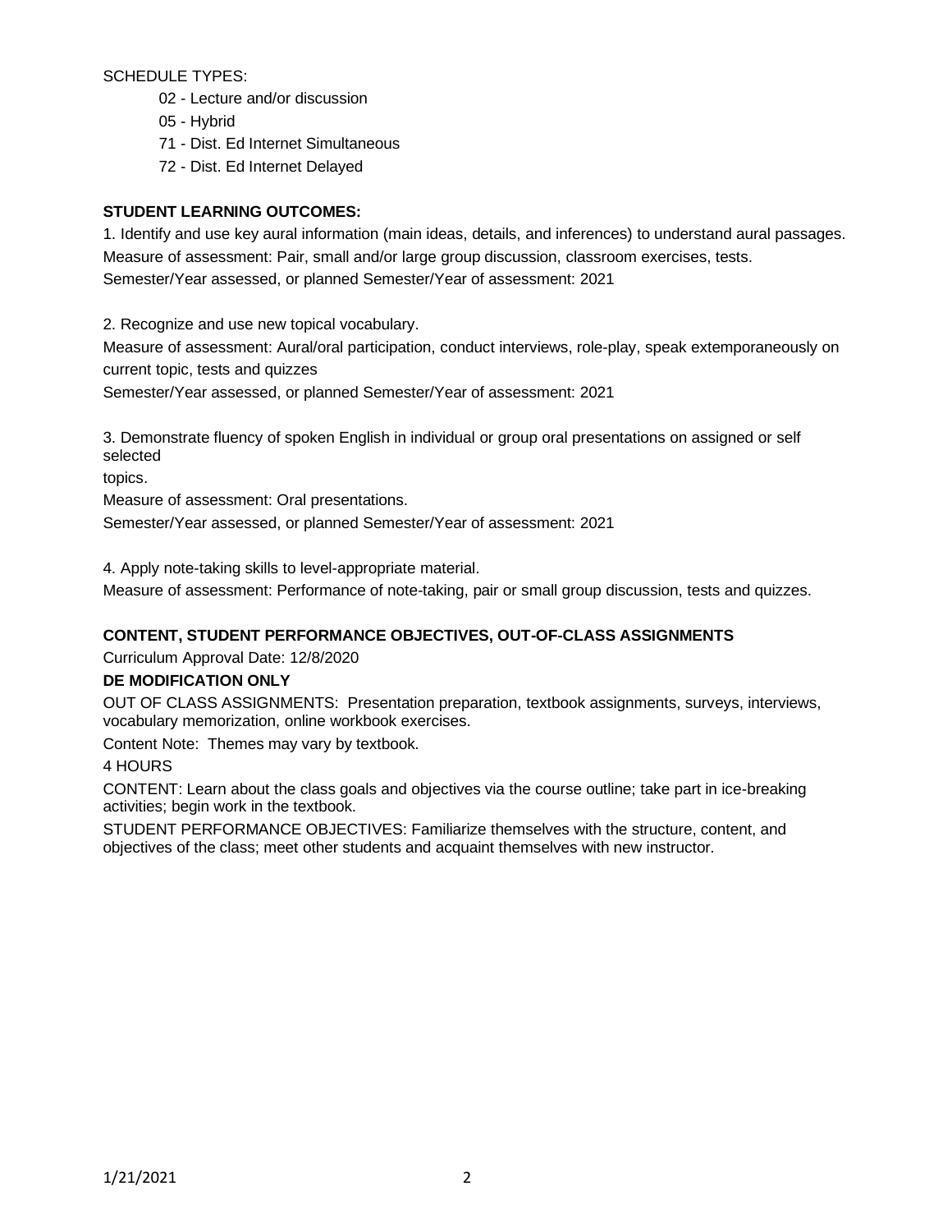SCHEDULE TYPES:

- 02 - Lecture and/or discussion
- 05 - Hybrid
- 71 - Dist. Ed Internet Simultaneous
- 72 - Dist. Ed Internet Delayed

**STUDENT LEARNING OUTCOMES:**

1. Identify and use key aural information (main ideas, details, and inferences) to understand aural passages.
Measure of assessment: Pair, small and/or large group discussion, classroom exercises, tests.
Semester/Year assessed, or planned Semester/Year of assessment: 2021

2. Recognize and use new topical vocabulary.
Measure of assessment: Aural/oral participation, conduct interviews, role-play, speak extemporaneously on current topic, tests and quizzes
Semester/Year assessed, or planned Semester/Year of assessment: 2021

3. Demonstrate fluency of spoken English in individual or group oral presentations on assigned or self selected
topics.
Measure of assessment: Oral presentations.
Semester/Year assessed, or planned Semester/Year of assessment: 2021

4. Apply note-taking skills to level-appropriate material.
Measure of assessment: Performance of note-taking, pair or small group discussion, tests and quizzes.

**CONTENT, STUDENT PERFORMANCE OBJECTIVES, OUT-OF-CLASS ASSIGNMENTS**

Curriculum Approval Date: 12/8/2020

**DE MODIFICATION ONLY**

OUT OF CLASS ASSIGNMENTS: Presentation preparation, textbook assignments, surveys, interviews, vocabulary memorization, online workbook exercises.

Content Note: Themes may vary by textbook.

4 HOURS

CONTENT: Learn about the class goals and objectives via the course outline; take part in ice-breaking activities; begin work in the textbook.

STUDENT PERFORMANCE OBJECTIVES: Familiarize themselves with the structure, content, and objectives of the class; meet other students and acquaint themselves with new instructor.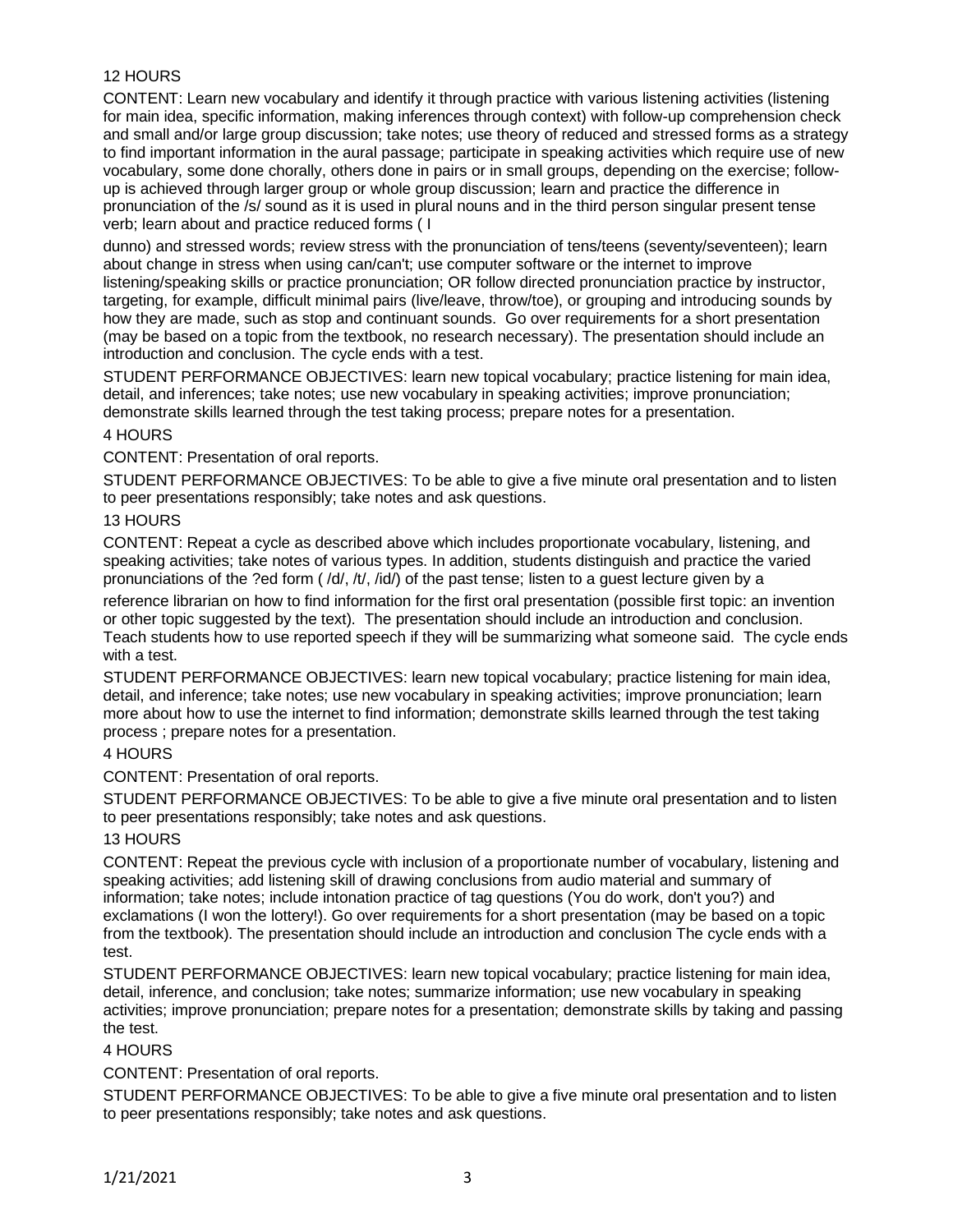12 HOURS

CONTENT: Learn new vocabulary and identify it through practice with various listening activities (listening for main idea, specific information, making inferences through context) with follow-up comprehension check and small and/or large group discussion; take notes; use theory of reduced and stressed forms as a strategy to find important information in the aural passage; participate in speaking activities which require use of new vocabulary, some done chorally, others done in pairs or in small groups, depending on the exercise; follow-up is achieved through larger group or whole group discussion; learn and practice the difference in pronunciation of the /s/ sound as it is used in plural nouns and in the third person singular present tense verb; learn about and practice reduced forms ( I

dunno) and stressed words; review stress with the pronunciation of tens/teens (seventy/seventeen); learn about change in stress when using can/can't; use computer software or the internet to improve listening/speaking skills or practice pronunciation; OR follow directed pronunciation practice by instructor, targeting, for example, difficult minimal pairs (live/leave, throw/toe), or grouping and introducing sounds by how they are made, such as stop and continuant sounds. Go over requirements for a short presentation (may be based on a topic from the textbook, no research necessary). The presentation should include an introduction and conclusion. The cycle ends with a test.

STUDENT PERFORMANCE OBJECTIVES: learn new topical vocabulary; practice listening for main idea, detail, and inferences; take notes; use new vocabulary in speaking activities; improve pronunciation; demonstrate skills learned through the test taking process; prepare notes for a presentation.

4 HOURS

CONTENT: Presentation of oral reports.

STUDENT PERFORMANCE OBJECTIVES: To be able to give a five minute oral presentation and to listen to peer presentations responsibly; take notes and ask questions.

13 HOURS

CONTENT: Repeat a cycle as described above which includes proportionate vocabulary, listening, and speaking activities; take notes of various types. In addition, students distinguish and practice the varied pronunciations of the ?ed form ( /d/, /t/, /id/) of the past tense; listen to a guest lecture given by a

reference librarian on how to find information for the first oral presentation (possible first topic: an invention or other topic suggested by the text). The presentation should include an introduction and conclusion. Teach students how to use reported speech if they will be summarizing what someone said. The cycle ends with a test.

STUDENT PERFORMANCE OBJECTIVES: learn new topical vocabulary; practice listening for main idea, detail, and inference; take notes; use new vocabulary in speaking activities; improve pronunciation; learn more about how to use the internet to find information; demonstrate skills learned through the test taking process ; prepare notes for a presentation.

4 HOURS

CONTENT: Presentation of oral reports.

STUDENT PERFORMANCE OBJECTIVES: To be able to give a five minute oral presentation and to listen to peer presentations responsibly; take notes and ask questions.

13 HOURS

CONTENT: Repeat the previous cycle with inclusion of a proportionate number of vocabulary, listening and speaking activities; add listening skill of drawing conclusions from audio material and summary of information; take notes; include intonation practice of tag questions (You do work, don't you?) and exclamations (I won the lottery!). Go over requirements for a short presentation (may be based on a topic from the textbook). The presentation should include an introduction and conclusion The cycle ends with a test.

STUDENT PERFORMANCE OBJECTIVES: learn new topical vocabulary; practice listening for main idea, detail, inference, and conclusion; take notes; summarize information; use new vocabulary in speaking activities; improve pronunciation; prepare notes for a presentation; demonstrate skills by taking and passing the test.

4 HOURS

CONTENT: Presentation of oral reports.

STUDENT PERFORMANCE OBJECTIVES: To be able to give a five minute oral presentation and to listen to peer presentations responsibly; take notes and ask questions.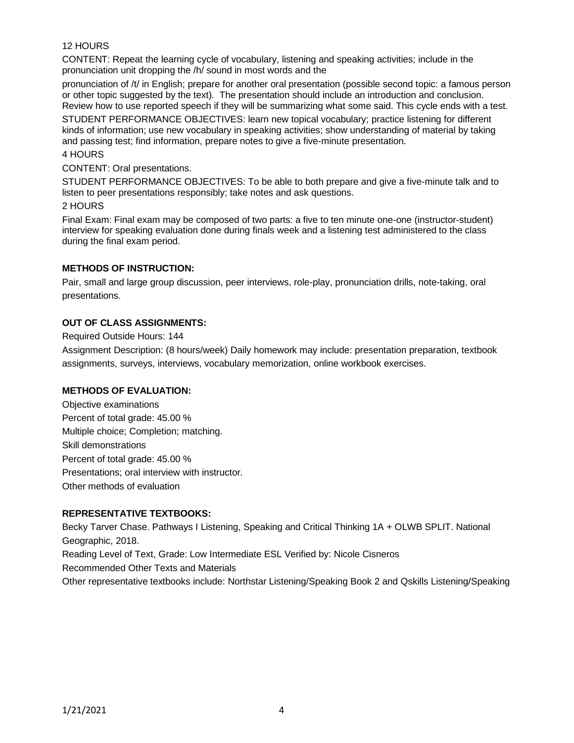12 HOURS

CONTENT: Repeat the learning cycle of vocabulary, listening and speaking activities; include in the pronunciation unit dropping the /h/ sound in most words and the

pronunciation of /t/ in English; prepare for another oral presentation (possible second topic: a famous person or other topic suggested by the text). The presentation should include an introduction and conclusion. Review how to use reported speech if they will be summarizing what some said. This cycle ends with a test.

STUDENT PERFORMANCE OBJECTIVES: learn new topical vocabulary; practice listening for different kinds of information; use new vocabulary in speaking activities; show understanding of material by taking and passing test; find information, prepare notes to give a five-minute presentation.

4 HOURS

CONTENT: Oral presentations.

STUDENT PERFORMANCE OBJECTIVES: To be able to both prepare and give a five-minute talk and to listen to peer presentations responsibly; take notes and ask questions.

2 HOURS

Final Exam: Final exam may be composed of two parts: a five to ten minute one-one (instructor-student) interview for speaking evaluation done during finals week and a listening test administered to the class during the final exam period.

**METHODS OF INSTRUCTION:**

Pair, small and large group discussion, peer interviews, role-play, pronunciation drills, note-taking, oral presentations.

**OUT OF CLASS ASSIGNMENTS:**

Required Outside Hours: 144

Assignment Description: (8 hours/week) Daily homework may include: presentation preparation, textbook assignments, surveys, interviews, vocabulary memorization, online workbook exercises.

**METHODS OF EVALUATION:**

Objective examinations
Percent of total grade: 45.00 %
Multiple choice; Completion; matching.
Skill demonstrations
Percent of total grade: 45.00 %
Presentations; oral interview with instructor.
Other methods of evaluation

**REPRESENTATIVE TEXTBOOKS:**

Becky Tarver Chase. Pathways I Listening, Speaking and Critical Thinking 1A + OLWB SPLIT. National Geographic, 2018.
Reading Level of Text, Grade: Low Intermediate ESL Verified by: Nicole Cisneros
Recommended Other Texts and Materials
Other representative textbooks include: Northstar Listening/Speaking Book 2 and Qskills Listening/Speaking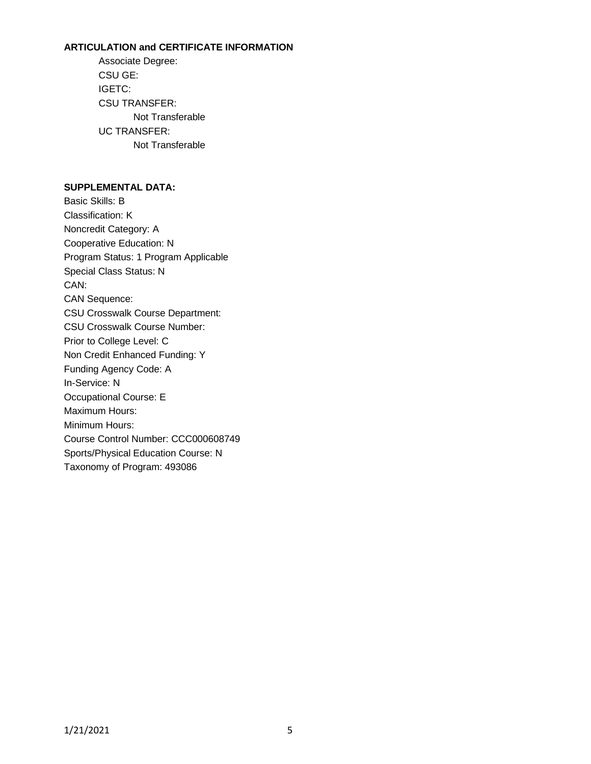**ARTICULATION and CERTIFICATE INFORMATION**

Associate Degree:

CSU GE:

IGETC:

CSU TRANSFER:

Not Transferable

UC TRANSFER:

Not Transferable

**SUPPLEMENTAL DATA:**

Basic Skills: B

Classification: K

Noncredit Category: A

Cooperative Education: N

Program Status: 1 Program Applicable

Special Class Status: N

CAN:

CAN Sequence:

CSU Crosswalk Course Department:

CSU Crosswalk Course Number:

Prior to College Level: C

Non Credit Enhanced Funding: Y

Funding Agency Code: A

In-Service: N

Occupational Course: E

Maximum Hours:

Minimum Hours:

Course Control Number: CCC000608749

Sports/Physical Education Course: N

Taxonomy of Program: 493086